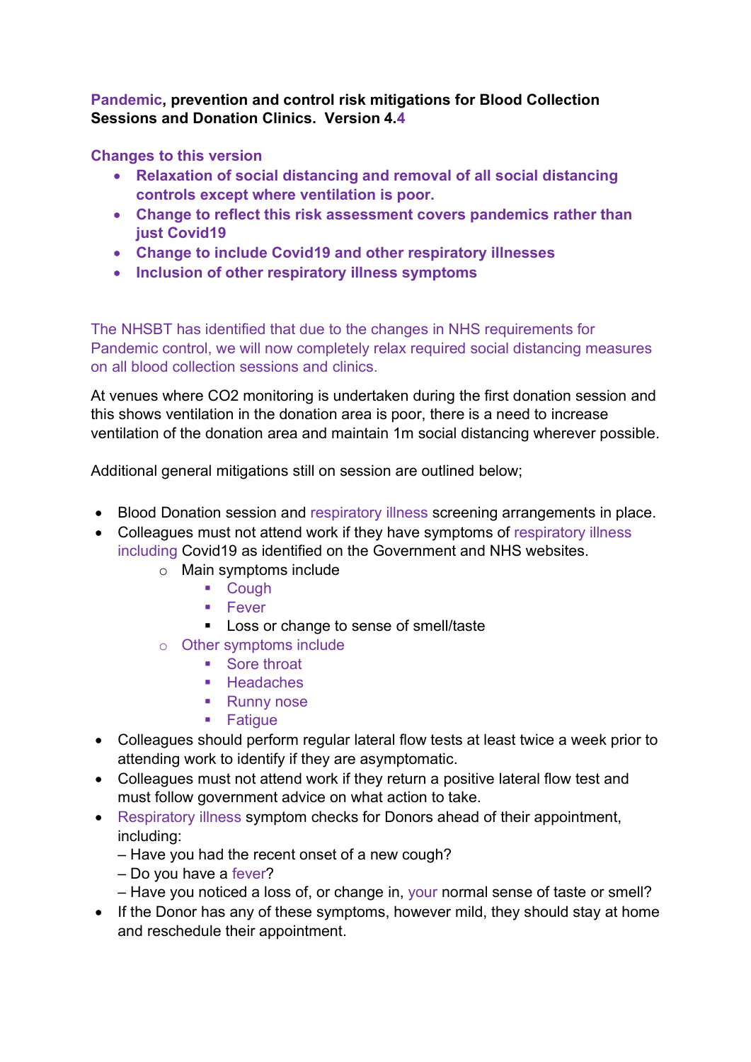**Pandemic, prevention and control risk mitigations for Blood Collection Sessions and Donation Clinics. Version 4.4**

**Changes to this version**

- **Relaxation of social distancing and removal of all social distancing controls except where ventilation is poor.**
- **Change to reflect this risk assessment covers pandemics rather than just Covid19**
- **Change to include Covid19 and other respiratory illnesses**
- **Inclusion of other respiratory illness symptoms**

The NHSBT has identified that due to the changes in NHS requirements for Pandemic control, we will now completely relax required social distancing measures on all blood collection sessions and clinics.

At venues where CO2 monitoring is undertaken during the first donation session and this shows ventilation in the donation area is poor, there is a need to increase ventilation of the donation area and maintain 1m social distancing wherever possible.

Additional general mitigations still on session are outlined below;

- Blood Donation session and respiratory illness screening arrangements in place.
- Colleagues must not attend work if they have symptoms of respiratory illness including Covid19 as identified on the Government and NHS websites.
    - Main symptoms include
        - Cough
        - Fever
        - Loss or change to sense of smell/taste
    - Other symptoms include
        - Sore throat
        - Headaches
        - Runny nose
        - Fatigue
- Colleagues should perform regular lateral flow tests at least twice a week prior to attending work to identify if they are asymptomatic.
- Colleagues must not attend work if they return a positive lateral flow test and must follow government advice on what action to take.
- Respiratory illness symptom checks for Donors ahead of their appointment, including:
  – Have you had the recent onset of a new cough?
  – Do you have a fever?
  – Have you noticed a loss of, or change in, your normal sense of taste or smell?
- If the Donor has any of these symptoms, however mild, they should stay at home and reschedule their appointment.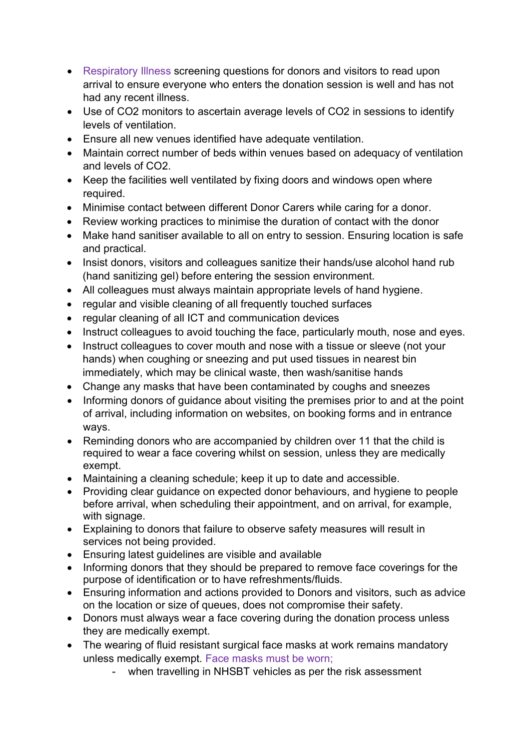- Respiratory Illness screening questions for donors and visitors to read upon arrival to ensure everyone who enters the donation session is well and has not had any recent illness.
- Use of $CO_2$ monitors to ascertain average levels of $CO_2$ in sessions to identify levels of ventilation.
- Ensure all new venues identified have adequate ventilation.
- Maintain correct number of beds within venues based on adequacy of ventilation and levels of $CO_2$.
- Keep the facilities well ventilated by fixing doors and windows open where required.
- Minimise contact between different Donor Carers while caring for a donor.
- Review working practices to minimise the duration of contact with the donor
- Make hand sanitiser available to all on entry to session. Ensuring location is safe and practical.
- Insist donors, visitors and colleagues sanitize their hands/use alcohol hand rub (hand sanitizing gel) before entering the session environment.
- All colleagues must always maintain appropriate levels of hand hygiene.
- regular and visible cleaning of all frequently touched surfaces
- regular cleaning of all ICT and communication devices
- Instruct colleagues to avoid touching the face, particularly mouth, nose and eyes.
- Instruct colleagues to cover mouth and nose with a tissue or sleeve (not your hands) when coughing or sneezing and put used tissues in nearest bin immediately, which may be clinical waste, then wash/sanitise hands
- Change any masks that have been contaminated by coughs and sneezes
- Informing donors of guidance about visiting the premises prior to and at the point of arrival, including information on websites, on booking forms and in entrance ways.
- Reminding donors who are accompanied by children over 11 that the child is required to wear a face covering whilst on session, unless they are medically exempt.
- Maintaining a cleaning schedule; keep it up to date and accessible.
- Providing clear guidance on expected donor behaviours, and hygiene to people before arrival, when scheduling their appointment, and on arrival, for example, with signage.
- Explaining to donors that failure to observe safety measures will result in services not being provided.
- Ensuring latest guidelines are visible and available
- Informing donors that they should be prepared to remove face coverings for the purpose of identification or to have refreshments/fluids.
- Ensuring information and actions provided to Donors and visitors, such as advice on the location or size of queues, does not compromise their safety.
- Donors must always wear a face covering during the donation process unless they are medically exempt.
- The wearing of fluid resistant surgical face masks at work remains mandatory unless medically exempt. Face masks must be worn;
    - when travelling in NHSBT vehicles as per the risk assessment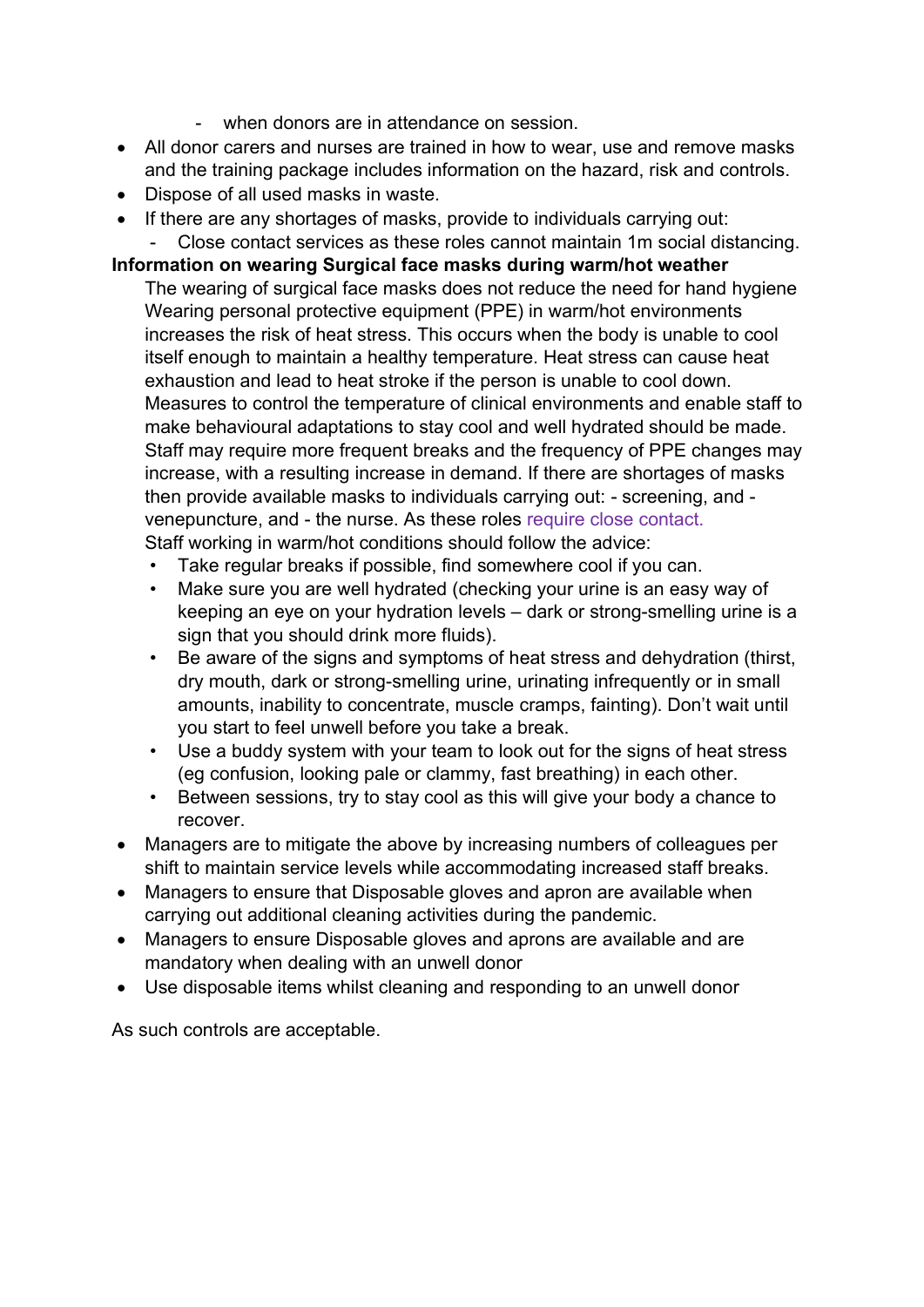- when donors are in attendance on session.
- All donor carers and nurses are trained in how to wear, use and remove masks and the training package includes information on the hazard, risk and controls.
- Dispose of all used masks in waste.
- If there are any shortages of masks, provide to individuals carrying out:
  - Close contact services as these roles cannot maintain 1m social distancing.

**Information on wearing Surgical face masks during warm/hot weather**

The wearing of surgical face masks does not reduce the need for hand hygiene Wearing personal protective equipment (PPE) in warm/hot environments increases the risk of heat stress. This occurs when the body is unable to cool itself enough to maintain a healthy temperature. Heat stress can cause heat exhaustion and lead to heat stroke if the person is unable to cool down. Measures to control the temperature of clinical environments and enable staff to make behavioural adaptations to stay cool and well hydrated should be made. Staff may require more frequent breaks and the frequency of PPE changes may increase, with a resulting increase in demand. If there are shortages of masks then provide available masks to individuals carrying out: - screening, and - venepuncture, and - the nurse. As these roles require close contact.

Staff working in warm/hot conditions should follow the advice:

- Take regular breaks if possible, find somewhere cool if you can.
- Make sure you are well hydrated (checking your urine is an easy way of keeping an eye on your hydration levels – dark or strong-smelling urine is a sign that you should drink more fluids).
- Be aware of the signs and symptoms of heat stress and dehydration (thirst, dry mouth, dark or strong-smelling urine, urinating infrequently or in small amounts, inability to concentrate, muscle cramps, fainting). Don't wait until you start to feel unwell before you take a break.
- Use a buddy system with your team to look out for the signs of heat stress (eg confusion, looking pale or clammy, fast breathing) in each other.
- Between sessions, try to stay cool as this will give your body a chance to recover.

- Managers are to mitigate the above by increasing numbers of colleagues per shift to maintain service levels while accommodating increased staff breaks.
- Managers to ensure that Disposable gloves and apron are available when carrying out additional cleaning activities during the pandemic.
- Managers to ensure Disposable gloves and aprons are available and are mandatory when dealing with an unwell donor
- Use disposable items whilst cleaning and responding to an unwell donor

As such controls are acceptable.